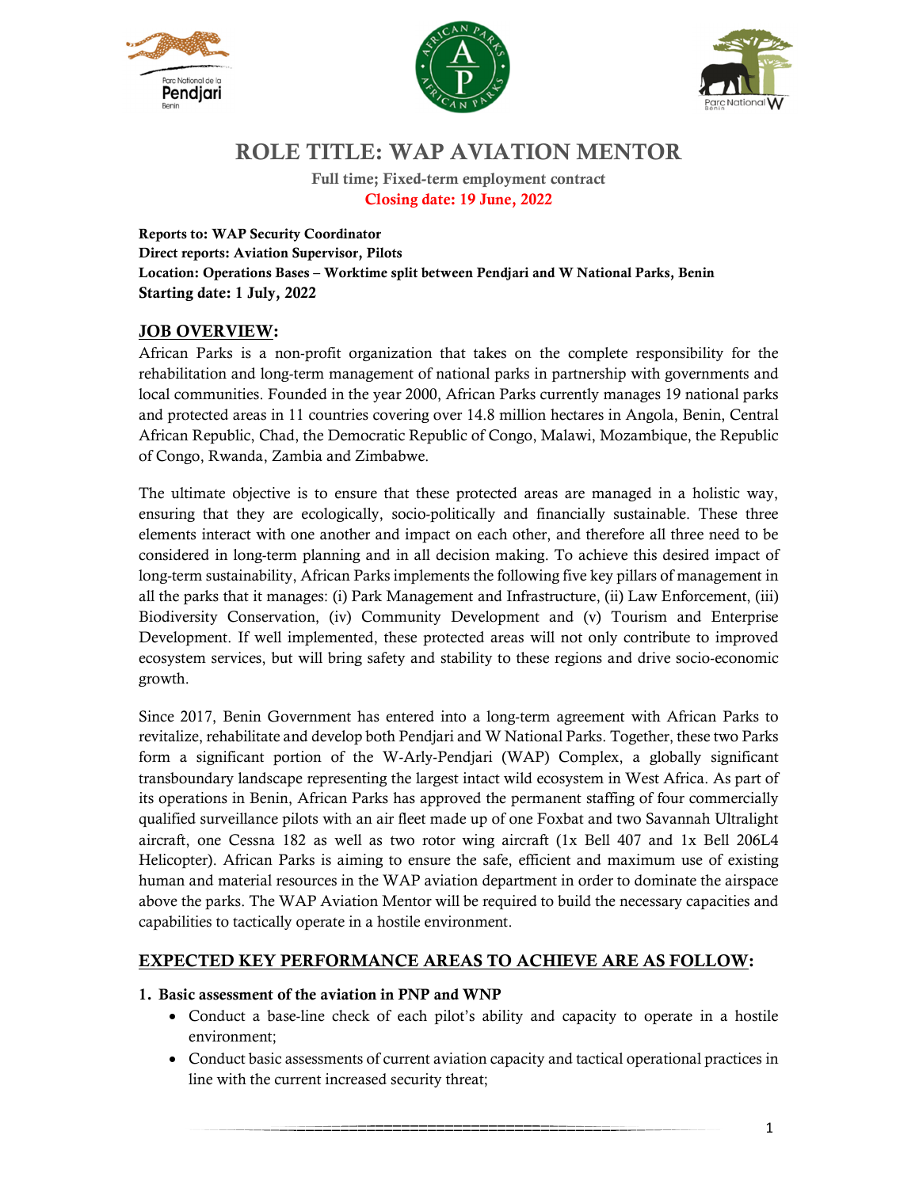# ROLE TITLE: WAP AVIATION MENTOR

**Full time; Fixed-term employment contract**

**Closing date: 19 June, 2022**

**Reports to: WAP Security Coordinator**
**Direct reports: Aviation Supervisor, Pilots**
**Location: Operations Bases – Worktime split between Pendjari and W National Parks, Benin**
**Starting date: 1 July, 2022**

## JOB OVERVIEW:

African Parks is a non-profit organization that takes on the complete responsibility for the rehabilitation and long-term management of national parks in partnership with governments and local communities. Founded in the year 2000, African Parks currently manages 19 national parks and protected areas in 11 countries covering over 14.8 million hectares in Angola, Benin, Central African Republic, Chad, the Democratic Republic of Congo, Malawi, Mozambique, the Republic of Congo, Rwanda, Zambia and Zimbabwe.

The ultimate objective is to ensure that these protected areas are managed in a holistic way, ensuring that they are ecologically, socio-politically and financially sustainable. These three elements interact with one another and impact on each other, and therefore all three need to be considered in long-term planning and in all decision making. To achieve this desired impact of long-term sustainability, African Parks implements the following five key pillars of management in all the parks that it manages: (i) Park Management and Infrastructure, (ii) Law Enforcement, (iii) Biodiversity Conservation, (iv) Community Development and (v) Tourism and Enterprise Development. If well implemented, these protected areas will not only contribute to improved ecosystem services, but will bring safety and stability to these regions and drive socio-economic growth.

Since 2017, Benin Government has entered into a long-term agreement with African Parks to revitalize, rehabilitate and develop both Pendjari and W National Parks. Together, these two Parks form a significant portion of the W-Arly-Pendjari (WAP) Complex, a globally significant transboundary landscape representing the largest intact wild ecosystem in West Africa. As part of its operations in Benin, African Parks has approved the permanent staffing of four commercially qualified surveillance pilots with an air fleet made up of one Foxbat and two Savannah Ultralight aircraft, one Cessna 182 as well as two rotor wing aircraft (1x Bell 407 and 1x Bell 206L4 Helicopter). African Parks is aiming to ensure the safe, efficient and maximum use of existing human and material resources in the WAP aviation department in order to dominate the airspace above the parks. The WAP Aviation Mentor will be required to build the necessary capacities and capabilities to tactically operate in a hostile environment.

## EXPECTED KEY PERFORMANCE AREAS TO ACHIEVE ARE AS FOLLOW:

### 1. Basic assessment of the aviation in PNP and WNP

- Conduct a base-line check of each pilot's ability and capacity to operate in a hostile environment;
- Conduct basic assessments of current aviation capacity and tactical operational practices in line with the current increased security threat;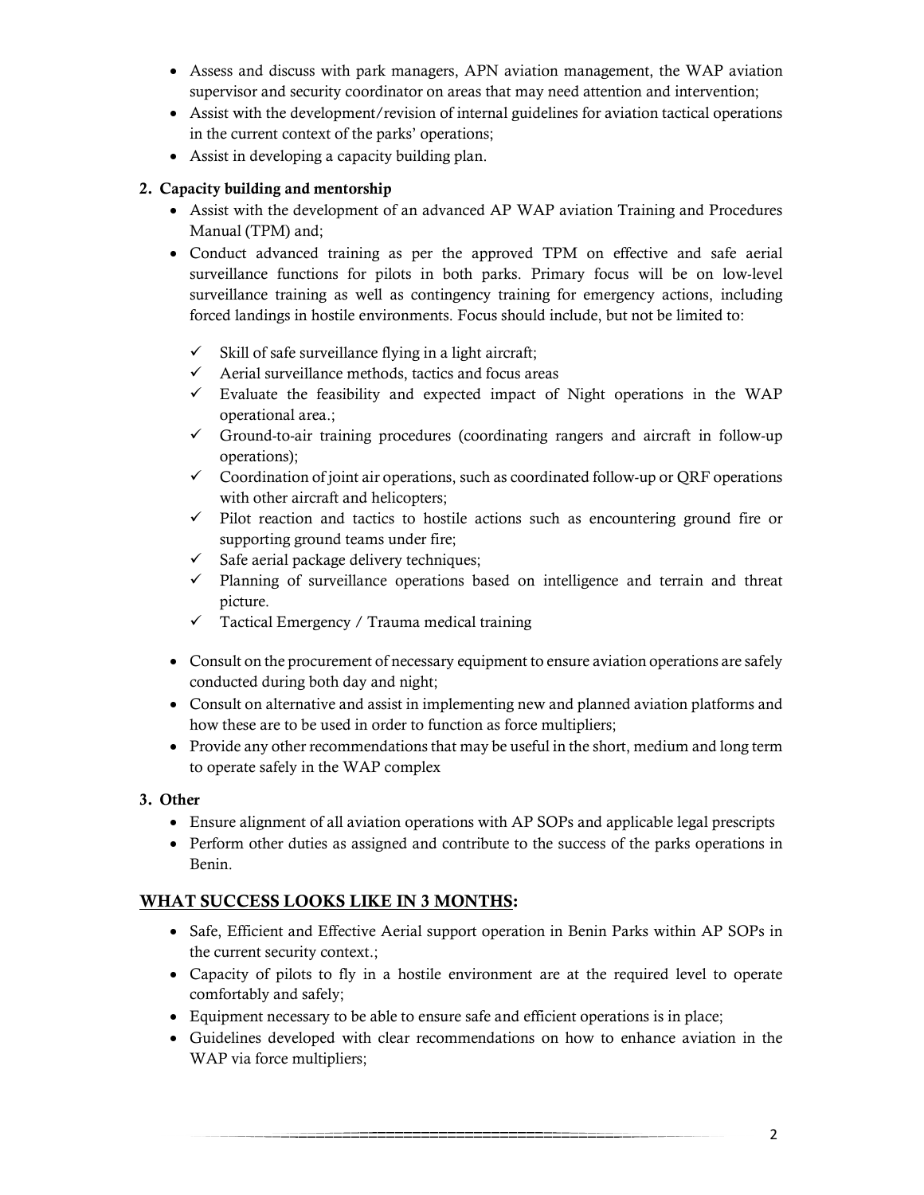- Assess and discuss with park managers, APN aviation management, the WAP aviation supervisor and security coordinator on areas that may need attention and intervention;
- Assist with the development/revision of internal guidelines for aviation tactical operations in the current context of the parks' operations;
- Assist in developing a capacity building plan.

**2. Capacity building and mentorship**

- Assist with the development of an advanced AP WAP aviation Training and Procedures Manual (TPM) and;
- Conduct advanced training as per the approved TPM on effective and safe aerial surveillance functions for pilots in both parks. Primary focus will be on low-level surveillance training as well as contingency training for emergency actions, including forced landings in hostile environments. Focus should include, but not be limited to:
  - ✓ Skill of safe surveillance flying in a light aircraft;
  - ✓ Aerial surveillance methods, tactics and focus areas
  - ✓ Evaluate the feasibility and expected impact of Night operations in the WAP operational area.;
  - ✓ Ground-to-air training procedures (coordinating rangers and aircraft in follow-up operations);
  - ✓ Coordination of joint air operations, such as coordinated follow-up or QRF operations with other aircraft and helicopters;
  - ✓ Pilot reaction and tactics to hostile actions such as encountering ground fire or supporting ground teams under fire;
  - ✓ Safe aerial package delivery techniques;
  - ✓ Planning of surveillance operations based on intelligence and terrain and threat picture.
  - ✓ Tactical Emergency / Trauma medical training
- Consult on the procurement of necessary equipment to ensure aviation operations are safely conducted during both day and night;
- Consult on alternative and assist in implementing new and planned aviation platforms and how these are to be used in order to function as force multipliers;
- Provide any other recommendations that may be useful in the short, medium and long term to operate safely in the WAP complex

**3. Other**

- Ensure alignment of all aviation operations with AP SOPs and applicable legal prescripts
- Perform other duties as assigned and contribute to the success of the parks operations in Benin.

## <u>WHAT SUCCESS LOOKS LIKE IN 3 MONTHS</u>:

- Safe, Efficient and Effective Aerial support operation in Benin Parks within AP SOPs in the current security context.;
- Capacity of pilots to fly in a hostile environment are at the required level to operate comfortably and safely;
- Equipment necessary to be able to ensure safe and efficient operations is in place;
- Guidelines developed with clear recommendations on how to enhance aviation in the WAP via force multipliers;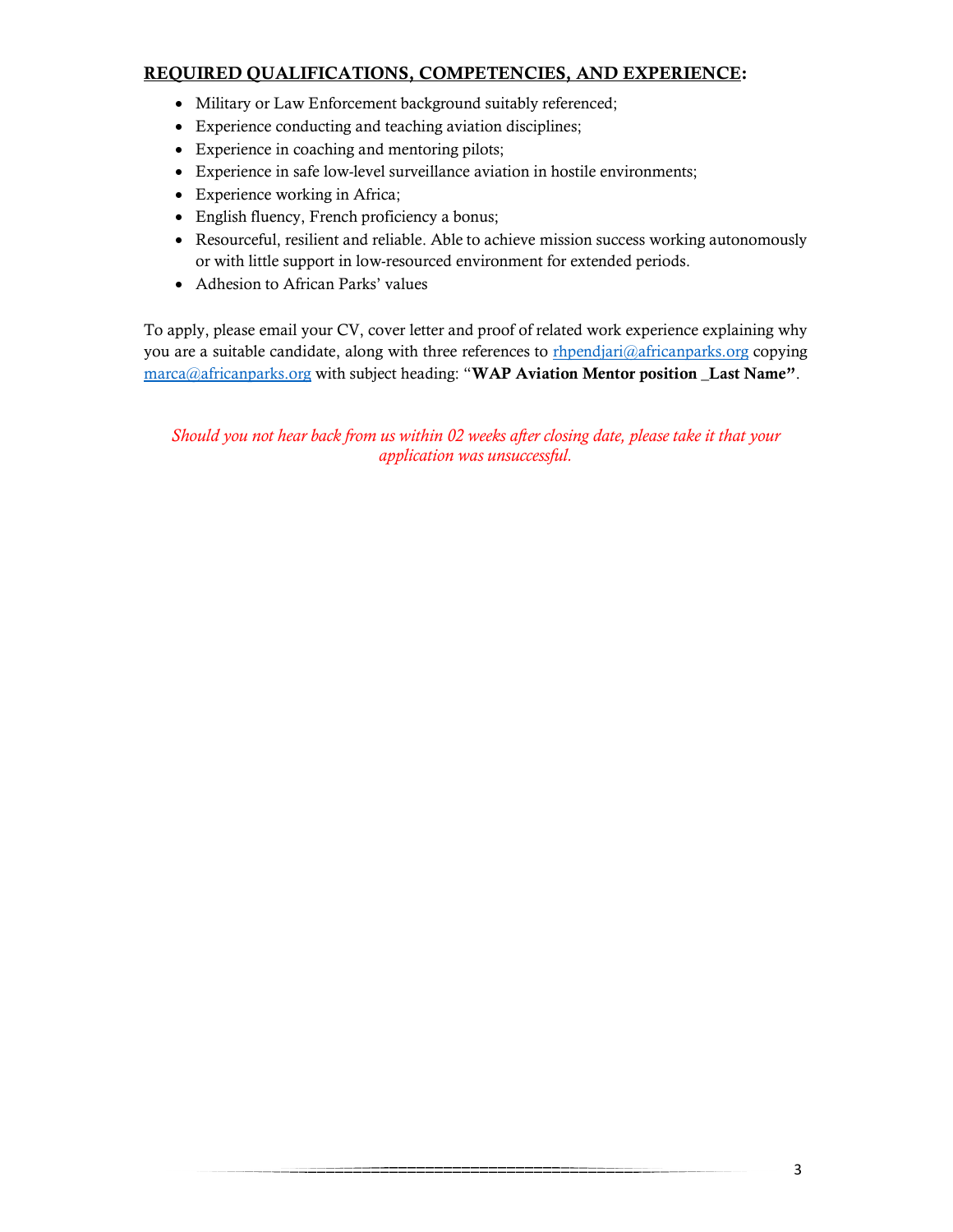## REQUIRED QUALIFICATIONS, COMPETENCIES, AND EXPERIENCE:

- Military or Law Enforcement background suitably referenced;
- Experience conducting and teaching aviation disciplines;
- Experience in coaching and mentoring pilots;
- Experience in safe low-level surveillance aviation in hostile environments;
- Experience working in Africa;
- English fluency, French proficiency a bonus;
- Resourceful, resilient and reliable. Able to achieve mission success working autonomously or with little support in low-resourced environment for extended periods.
- Adhesion to African Parks' values

To apply, please email your CV, cover letter and proof of related work experience explaining why you are a suitable candidate, along with three references to rhpendjari@africanparks.org copying marca@africanparks.org with subject heading: "**WAP Aviation Mentor position _Last Name**".

*Should you not hear back from us within 02 weeks after closing date, please take it that your application was unsuccessful.*